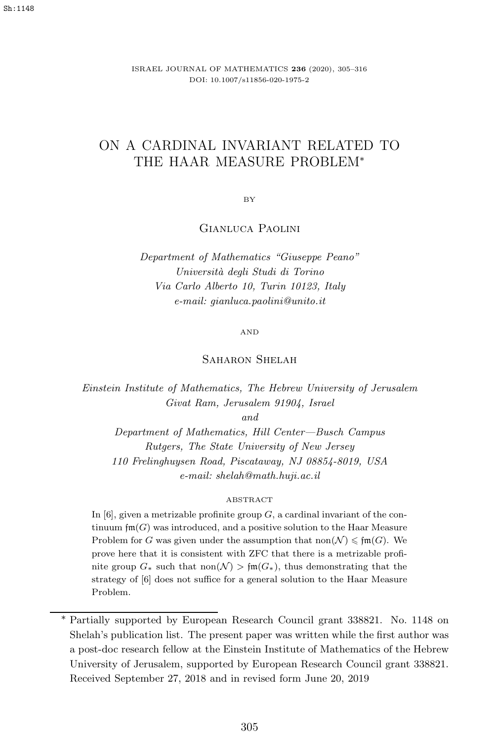# ON A CARDINAL INVARIANT RELATED TO THE HAAR MEASURE PROBLEM*

BY

Gianluca Paolini

*Department of Mathematics "Giuseppe Peano"*
*Università degli Studi di Torino*
*Via Carlo Alberto 10, Turin 10123, Italy*
*e-mail: gianluca.paolini@unito.it*

AND

Saharon Shelah

*Einstein Institute of Mathematics, The Hebrew University of Jerusalem*
*Givat Ram, Jerusalem 91904, Israel*
*and*
*Department of Mathematics, Hill Center—Busch Campus*
*Rutgers, The State University of New Jersey*
*110 Frelinghuysen Road, Piscataway, NJ 08854-8019, USA*
*e-mail: shelah@math.huji.ac.il*

ABSTRACT

In [6], given a metrizable profinite group $G$, a cardinal invariant of the continuum $\mathfrak{fm}(G)$ was introduced, and a positive solution to the Haar Measure Problem for $G$ was given under the assumption that $\mathrm{non}(\mathcal{N}) \leqslant \mathfrak{fm}(G)$. We prove here that it is consistent with ZFC that there is a metrizable profinite group $G_*$ such that $\mathrm{non}(\mathcal{N}) > \mathfrak{fm}(G_*)$, thus demonstrating that the strategy of [6] does not suffice for a general solution to the Haar Measure Problem.

---

* Partially supported by European Research Council grant 338821. No. 1148 on Shelah's publication list. The present paper was written while the first author was a post-doc research fellow at the Einstein Institute of Mathematics of the Hebrew University of Jerusalem, supported by European Research Council grant 338821. Received September 27, 2018 and in revised form June 20, 2019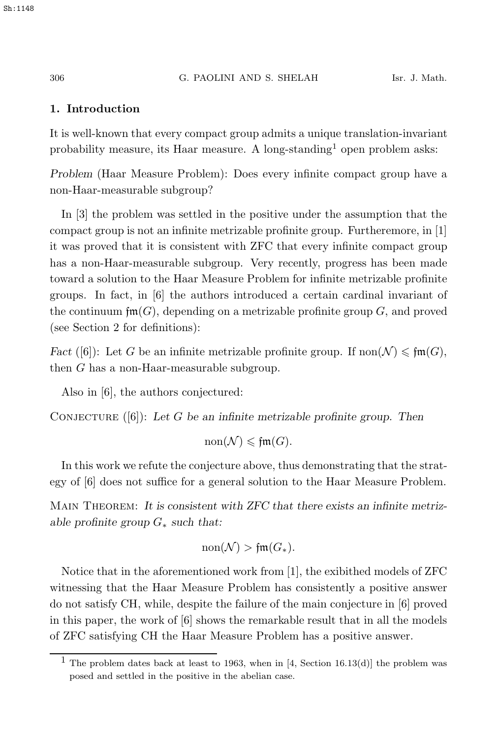## 1. Introduction

It is well-known that every compact group admits a unique translation-invariant probability measure, its Haar measure. A long-standing[1] open problem asks:

*Problem* (Haar Measure Problem): Does every infinite compact group have a non-Haar-measurable subgroup?

In [3] the problem was settled in the positive under the assumption that the compact group is not an infinite metrizable profinite group. Furtheremore, in [1] it was proved that it is consistent with ZFC that every infinite compact group has a non-Haar-measurable subgroup. Very recently, progress has been made toward a solution to the Haar Measure Problem for infinite metrizable profinite groups. In fact, in [6] the authors introduced a certain cardinal invariant of the continuum $\mathfrak{fm}(G)$, depending on a metrizable profinite group $G$, and proved (see Section 2 for definitions):

*Fact* ([6]): Let $G$ be an infinite metrizable profinite group. If $\mathrm{non}(\mathcal{N}) \leqslant \mathfrak{fm}(G)$, then $G$ has a non-Haar-measurable subgroup.

Also in [6], the authors conjectured:

Conjecture ([6]): *Let $G$ be an infinite metrizable profinite group. Then*

$$\mathrm{non}(\mathcal{N}) \leqslant \mathfrak{fm}(G).$$

In this work we refute the conjecture above, thus demonstrating that the strategy of [6] does not suffice for a general solution to the Haar Measure Problem.

Main Theorem: *It is consistent with ZFC that there exists an infinite metrizable profinite group $G_*$ such that:*

$$\mathrm{non}(\mathcal{N}) > \mathfrak{fm}(G_*).$$

Notice that in the aforementioned work from [1], the exibithed models of ZFC witnessing that the Haar Measure Problem has consistently a positive answer do not satisfy CH, while, despite the failure of the main conjecture in [6] proved in this paper, the work of [6] shows the remarkable result that in all the models of ZFC satisfying CH the Haar Measure Problem has a positive answer.

[1] The problem dates back at least to 1963, when in [4, Section 16.13(d)] the problem was posed and settled in the positive in the abelian case.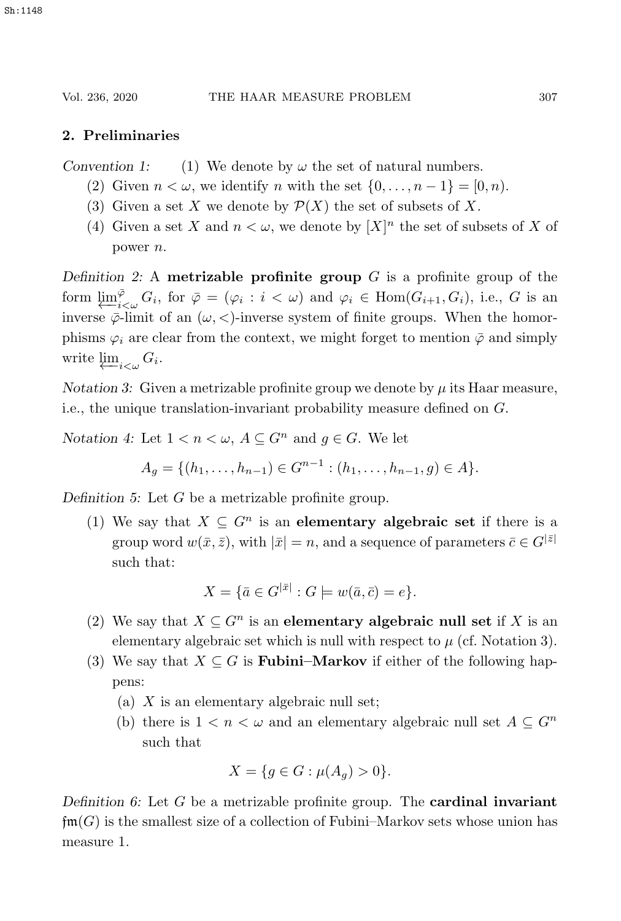## 2. Preliminaries

*Convention 1:* (1) We denote by $\omega$ the set of natural numbers.

(2) Given $n < \omega$, we identify $n$ with the set $\{0, \dots, n-1\} = [0, n)$.

(3) Given a set $X$ we denote by $\mathcal{P}(X)$ the set of subsets of $X$.

(4) Given a set $X$ and $n < \omega$, we denote by $[X]^n$ the set of subsets of $X$ of power $n$.

*Definition 2:* A **metrizable profinite group** $G$ is a profinite group of the form $\varprojlim^{\bar{\varphi}}_{i<\omega} G_i$, for $\bar{\varphi} = (\varphi_i : i < \omega)$ and $\varphi_i \in \mathrm{Hom}(G_{i+1}, G_i)$, i.e., $G$ is an inverse $\bar{\varphi}$-limit of an $(\omega, <)$-inverse system of finite groups. When the homorphisms $\varphi_i$ are clear from the context, we might forget to mention $\bar{\varphi}$ and simply write $\varprojlim_{i<\omega} G_i$.

*Notation 3:* Given a metrizable profinite group we denote by $\mu$ its Haar measure, i.e., the unique translation-invariant probability measure defined on $G$.

*Notation 4:* Let $1 < n < \omega$, $A \subseteq G^n$ and $g \in G$. We let

$$A_g = \{(h_1, \dots, h_{n-1}) \in G^{n-1} : (h_1, \dots, h_{n-1}, g) \in A\}.$$

*Definition 5:* Let $G$ be a metrizable profinite group.

(1) We say that $X \subseteq G^n$ is an **elementary algebraic set** if there is a group word $w(\bar{x}, \bar{z})$, with $|\bar{x}| = n$, and a sequence of parameters $\bar{c} \in G^{|\bar{z}|}$ such that:

$$X = \{\bar{a} \in G^{|\bar{x}|} : G \models w(\bar{a}, \bar{c}) = e\}.$$

(2) We say that $X \subseteq G^n$ is an **elementary algebraic null set** if $X$ is an elementary algebraic set which is null with respect to $\mu$ (cf. Notation 3).

(3) We say that $X \subseteq G$ is **Fubini–Markov** if either of the following happens:

(a) $X$ is an elementary algebraic null set;

(b) there is $1 < n < \omega$ and an elementary algebraic null set $A \subseteq G^n$ such that

$$X = \{g \in G : \mu(A_g) > 0\}.$$

*Definition 6:* Let $G$ be a metrizable profinite group. The **cardinal invariant** $\mathfrak{fm}(G)$ is the smallest size of a collection of Fubini–Markov sets whose union has measure 1.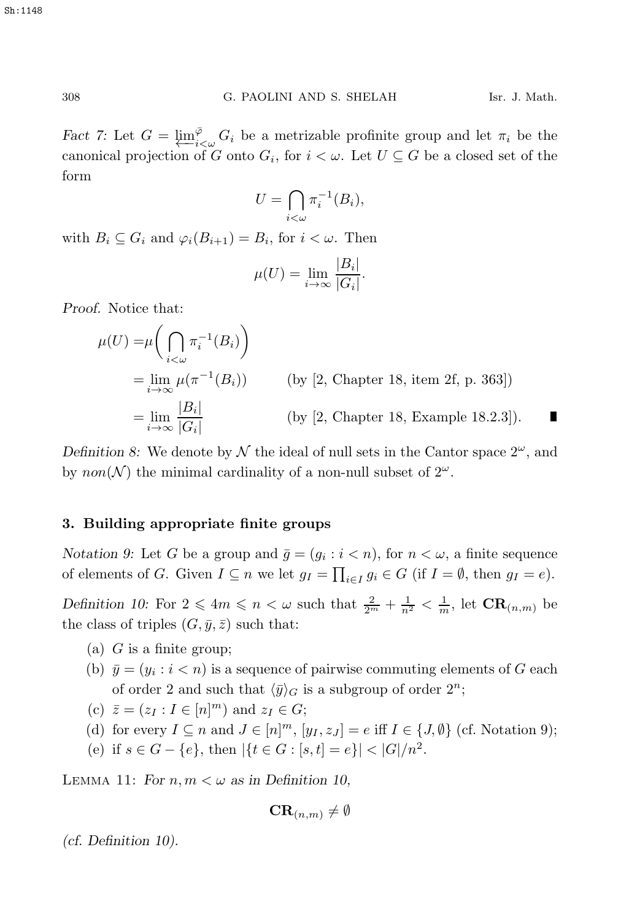*Fact 7:* Let $G = \varprojlim^{\bar{\varphi}}_{i<\omega} G_i$ be a metrizable profinite group and let $\pi_i$ be the canonical projection of $G$ onto $G_i$, for $i < \omega$. Let $U \subseteq G$ be a closed set of the form

$$U = \bigcap_{i<\omega} \pi_i^{-1}(B_i),$$

with $B_i \subseteq G_i$ and $\varphi_i(B_{i+1}) = B_i$, for $i < \omega$. Then

$$\mu(U) = \lim_{i\to\infty} \frac{|B_i|}{|G_i|}.$$

*Proof.* Notice that:

$$\begin{aligned}
\mu(U) =& \mu\bigg(\bigcap_{i<\omega} \pi_i^{-1}(B_i)\bigg) \\
=& \lim_{i\to\infty} \mu(\pi^{-1}(B_i)) \qquad \text{(by [2, Chapter 18, item 2f, p. 363])} \\
=& \lim_{i\to\infty} \frac{|B_i|}{|G_i|} \qquad \text{(by [2, Chapter 18, Example 18.2.3]).}
\end{aligned}$$

∎

*Definition 8:* We denote by $\mathcal{N}$ the ideal of null sets in the Cantor space $2^\omega$, and by $non(\mathcal{N})$ the minimal cardinality of a non-null subset of $2^\omega$.

## 3. Building appropriate finite groups

*Notation 9:* Let $G$ be a group and $\bar{g} = (g_i : i < n)$, for $n < \omega$, a finite sequence of elements of $G$. Given $I \subseteq n$ we let $g_I = \prod_{i\in I} g_i \in G$ (if $I = \emptyset$, then $g_I = e$).

*Definition 10:* For $2 \leqslant 4m \leqslant n < \omega$ such that $\frac{2}{2^m} + \frac{1}{n^2} < \frac{1}{m}$, let $\mathbf{CR}_{(n,m)}$ be the class of triples $(G, \bar{y}, \bar{z})$ such that:

(a) $G$ is a finite group;

(b) $\bar{y} = (y_i : i < n)$ is a sequence of pairwise commuting elements of $G$ each of order 2 and such that $\langle \bar{y} \rangle_G$ is a subgroup of order $2^n$;

(c) $\bar{z} = (z_I : I \in [n]^m)$ and $z_I \in G$;

(d) for every $I \subseteq n$ and $J \in [n]^m$, $[y_I, z_J] = e$ iff $I \in \{J, \emptyset\}$ (cf. Notation 9);

(e) if $s \in G - \{e\}$, then $|\{t \in G : [s,t] = e\}| < |G|/n^2$.

Lemma 11: *For $n, m < \omega$ as in Definition 10,*

$$\mathbf{CR}_{(n,m)} \neq \emptyset$$

*(cf. Definition 10).*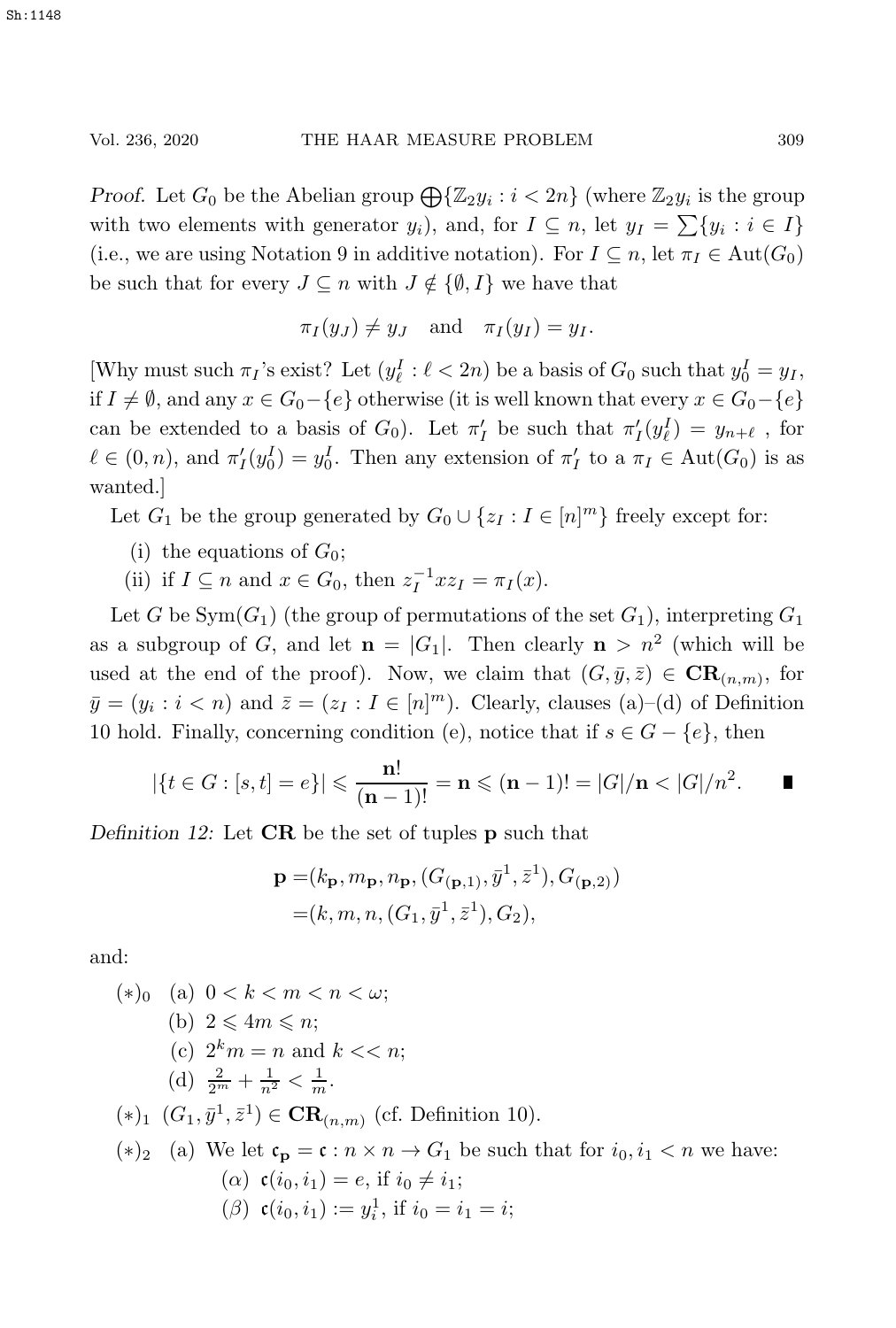*Proof.* Let $G_0$ be the Abelian group $\bigoplus\{\mathbb{Z}_2 y_i : i < 2n\}$ (where $\mathbb{Z}_2 y_i$ is the group with two elements with generator $y_i$), and, for $I \subseteq n$, let $y_I = \sum\{y_i : i \in I\}$ (i.e., we are using Notation 9 in additive notation). For $I \subseteq n$, let $\pi_I \in \mathrm{Aut}(G_0)$ be such that for every $J \subseteq n$ with $J \notin \{\emptyset, I\}$ we have that

$$\pi_I(y_J) \neq y_J \quad \text{and} \quad \pi_I(y_I) = y_I.$$

[Why must such $\pi_I$'s exist? Let $(y^I_\ell : \ell < 2n)$ be a basis of $G_0$ such that $y^I_0 = y_I$, if $I \neq \emptyset$, and any $x \in G_0 - \{e\}$ otherwise (it is well known that every $x \in G_0 - \{e\}$ can be extended to a basis of $G_0$). Let $\pi'_I$ be such that $\pi'_I(y^I_\ell) = y_{n+\ell}$ , for $\ell \in (0, n)$, and $\pi'_I(y^I_0) = y^I_0$. Then any extension of $\pi'_I$ to a $\pi_I \in \mathrm{Aut}(G_0)$ is as wanted.]

Let $G_1$ be the group generated by $G_0 \cup \{z_I : I \in [n]^m\}$ freely except for:

(i) the equations of $G_0$;

(ii) if $I \subseteq n$ and $x \in G_0$, then $z_I^{-1} x z_I = \pi_I(x)$.

Let $G$ be $\mathrm{Sym}(G_1)$ (the group of permutations of the set $G_1$), interpreting $G_1$ as a subgroup of $G$, and let $\mathbf{n} = |G_1|$. Then clearly $\mathbf{n} > n^2$ (which will be used at the end of the proof). Now, we claim that $(G, \bar{y}, \bar{z}) \in \mathbf{CR}_{(n,m)}$, for $\bar{y} = (y_i : i < n)$ and $\bar{z} = (z_I : I \in [n]^m)$. Clearly, clauses (a)–(d) of Definition 10 hold. Finally, concerning condition (e), notice that if $s \in G - \{e\}$, then

$$|\{t \in G : [s,t] = e\}| \leqslant \frac{\mathbf{n}!}{(\mathbf{n}-1)!} = \mathbf{n} \leqslant (\mathbf{n}-1)! = |G|/\mathbf{n} < |G|/n^2. \qquad \blacksquare$$

*Definition 12:* Let $\mathbf{CR}$ be the set of tuples $\mathbf{p}$ such that

$$\begin{aligned}\mathbf{p} =& (k_{\mathbf{p}}, m_{\mathbf{p}}, n_{\mathbf{p}}, (G_{(\mathbf{p},1)}, \bar{y}^1, \bar{z}^1), G_{(\mathbf{p},2)}) \\ =& (k, m, n, (G_1, \bar{y}^1, \bar{z}^1), G_2),\end{aligned}$$

and:

$(*)_0$ (a) $0 < k < m < n < \omega$;

(b) $2 \leqslant 4m \leqslant n$;

(c) $2^k m = n$ and $k << n$;

(d) $\frac{2}{2^m} + \frac{1}{n^2} < \frac{1}{m}$.

$(*)_1$ $(G_1, \bar{y}^1, \bar{z}^1) \in \mathbf{CR}_{(n,m)}$ (cf. Definition 10).

$(*)_2$ (a) We let $\mathfrak{c}_{\mathbf{p}} = \mathfrak{c} : n \times n \to G_1$ be such that for $i_0, i_1 < n$ we have:

($\alpha$) $\mathfrak{c}(i_0, i_1) = e$, if $i_0 \neq i_1$;

($\beta$) $\mathfrak{c}(i_0, i_1) := y^1_i$, if $i_0 = i_1 = i$;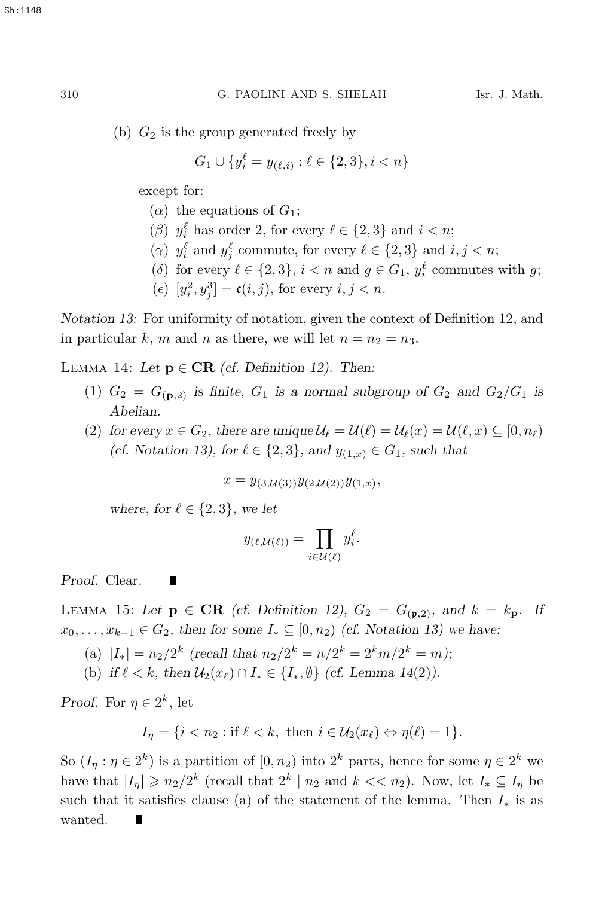(b) $G_2$ is the group generated freely by

$$G_1 \cup \{y_i^\ell = y_{(\ell,i)} : \ell \in \{2,3\}, i < n\}$$

except for:

($\alpha$) the equations of $G_1$;

($\beta$) $y_i^\ell$ has order 2, for every $\ell \in \{2,3\}$ and $i < n$;

($\gamma$) $y_i^\ell$ and $y_j^\ell$ commute, for every $\ell \in \{2,3\}$ and $i, j < n$;

($\delta$) for every $\ell \in \{2,3\}$, $i < n$ and $g \in G_1$, $y_i^\ell$ commutes with $g$;

($\epsilon$) $[y_i^2, y_j^3] = \mathfrak{c}(i,j)$, for every $i, j < n$.

*Notation 13:* For uniformity of notation, given the context of Definition 12, and in particular $k$, $m$ and $n$ as there, we will let $n = n_2 = n_3$.

Lemma 14: *Let $\mathbf{p} \in \mathbf{CR}$ (cf. Definition 12). Then:*

(1) *$G_2 = G_{(\mathbf{p},2)}$ is finite, $G_1$ is a normal subgroup of $G_2$ and $G_2/G_1$ is Abelian.*

(2) *for every $x \in G_2$, there are unique $\mathcal{U}_\ell = \mathcal{U}(\ell) = \mathcal{U}_\ell(x) = \mathcal{U}(\ell, x) \subseteq [0, n_\ell)$ (cf. Notation 13), for $\ell \in \{2,3\}$, and $y_{(1,x)} \in G_1$, such that*

$$x = y_{(3,\mathcal{U}(3))} y_{(2,\mathcal{U}(2))} y_{(1,x)},$$

*where, for $\ell \in \{2,3\}$, we let*

$$y_{(\ell,\mathcal{U}(\ell))} = \prod_{i \in \mathcal{U}(\ell)} y_i^\ell.$$

*Proof.* Clear. ∎

Lemma 15: *Let $\mathbf{p} \in \mathbf{CR}$ (cf. Definition 12), $G_2 = G_{(\mathfrak{p},2)}$, and $k = k_{\mathbf{p}}$. If $x_0, \ldots, x_{k-1} \in G_2$, then for some $I_* \subseteq [0, n_2)$ (cf. Notation 13) we have:*

(a) *$|I_*| = n_2/2^k$ (recall that $n_2/2^k = n/2^k = 2^k m/2^k = m$);*

(b) *if $\ell < k$, then $\mathcal{U}_2(x_\ell) \cap I_* \in \{I_*, \emptyset\}$ (cf. Lemma 14(2)).*

*Proof.* For $\eta \in 2^k$, let

$$I_\eta = \{i < n_2 : \text{if } \ell < k, \text{ then } i \in \mathcal{U}_2(x_\ell) \Leftrightarrow \eta(\ell) = 1\}.$$

So $(I_\eta : \eta \in 2^k)$ is a partition of $[0, n_2)$ into $2^k$ parts, hence for some $\eta \in 2^k$ we have that $|I_\eta| \geqslant n_2/2^k$ (recall that $2^k \mid n_2$ and $k << n_2$). Now, let $I_* \subseteq I_\eta$ be such that it satisfies clause (a) of the statement of the lemma. Then $I_*$ is as wanted. ∎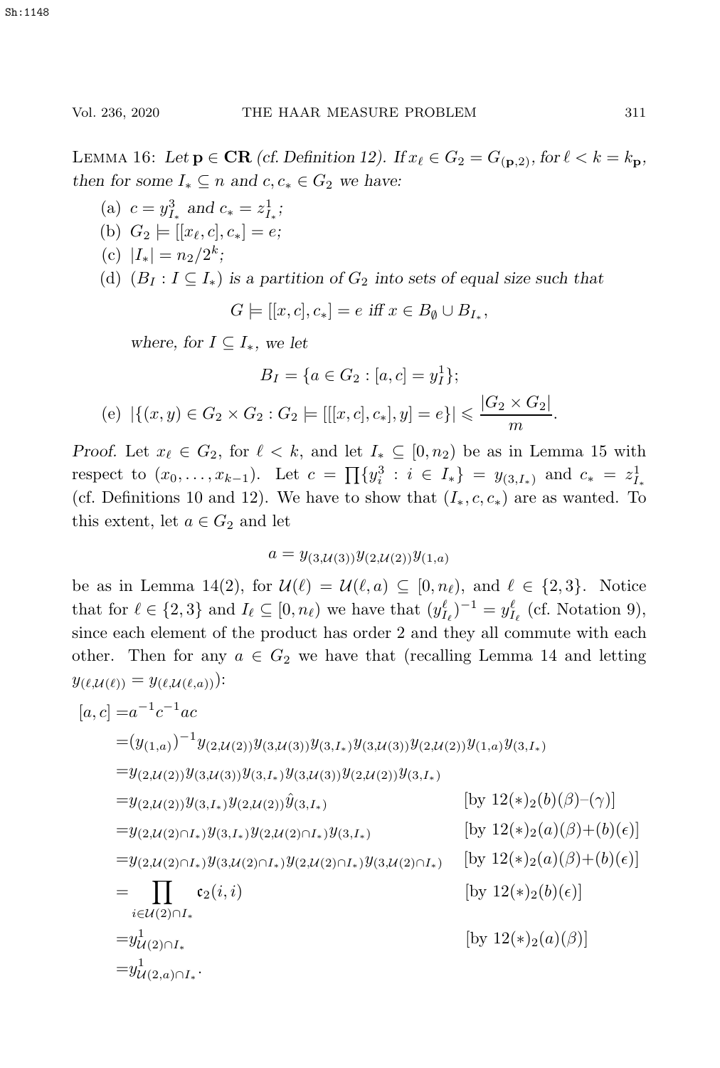LEMMA 16: *Let* $\mathbf{p} \in \mathbf{CR}$ *(cf. Definition 12). If* $x_\ell \in G_2 = G_{(\mathbf{p},2)}$*, for* $\ell < k = k_\mathbf{p}$*, then for some* $I_* \subseteq n$ *and* $c, c_* \in G_2$ *we have:*

(a) $c = y^3_{I_*}$ *and* $c_* = z^1_{I_*}$*;*

(b) $G_2 \models [[x_\ell, c], c_*] = e$*;*

(c) $|I_*| = n_2/2^k$*;*

(d) $(B_I : I \subseteq I_*)$ *is a partition of* $G_2$ *into sets of equal size such that*

$$G \models [[x, c], c_*] = e \text{ iff } x \in B_\emptyset \cup B_{I_*},$$

*where, for* $I \subseteq I_*$*, we let*

$$B_I = \{a \in G_2 : [a, c] = y^1_I\};$$

(e) $|\{(x, y) \in G_2 \times G_2 : G_2 \models [[[x, c], c_*], y] = e\}| \leqslant \dfrac{|G_2 \times G_2|}{m}$.

*Proof.* Let $x_\ell \in G_2$, for $\ell < k$, and let $I_* \subseteq [0, n_2)$ be as in Lemma 15 with respect to $(x_0, \ldots, x_{k-1})$. Let $c = \prod\{y^3_i : i \in I_*\} = y_{(3,I_*)}$ and $c_* = z^1_{I_*}$ (cf. Definitions 10 and 12). We have to show that $(I_*, c, c_*)$ are as wanted. To this extent, let $a \in G_2$ and let

$$a = y_{(3,\mathcal{U}(3))} y_{(2,\mathcal{U}(2))} y_{(1,a)}$$

be as in Lemma 14(2), for $\mathcal{U}(\ell) = \mathcal{U}(\ell, a) \subseteq [0, n_\ell)$, and $\ell \in \{2, 3\}$. Notice that for $\ell \in \{2, 3\}$ and $I_\ell \subseteq [0, n_\ell)$ we have that $(y^\ell_{I_\ell})^{-1} = y^\ell_{I_\ell}$ (cf. Notation 9), since each element of the product has order 2 and they all commute with each other. Then for any $a \in G_2$ we have that (recalling Lemma 14 and letting $y_{(\ell,\mathcal{U}(\ell))} = y_{(\ell,\mathcal{U}(\ell,a))}$):

$$\begin{aligned}
[a, c] &= a^{-1}c^{-1}ac \\
&= (y_{(1,a)})^{-1} y_{(2,\mathcal{U}(2))} y_{(3,\mathcal{U}(3))} y_{(3,I_*)} y_{(3,\mathcal{U}(3))} y_{(2,\mathcal{U}(2))} y_{(1,a)} y_{(3,I_*)} \\
&= y_{(2,\mathcal{U}(2))} y_{(3,\mathcal{U}(3))} y_{(3,I_*)} y_{(3,\mathcal{U}(3))} y_{(2,\mathcal{U}(2))} y_{(3,I_*)} \\
&= y_{(2,\mathcal{U}(2))} y_{(3,I_*)} y_{(2,\mathcal{U}(2))} \hat{y}_{(3,I_*)} && [\text{by } 12(*)_2(b)(\beta)\text{–}(\gamma)] \\
&= y_{(2,\mathcal{U}(2)\cap I_*)} y_{(3,I_*)} y_{(2,\mathcal{U}(2)\cap I_*)} y_{(3,I_*)} && [\text{by } 12(*)_2(a)(\beta)\text{+}(b)(\epsilon)] \\
&= y_{(2,\mathcal{U}(2)\cap I_*)} y_{(3,\mathcal{U}(2)\cap I_*)} y_{(2,\mathcal{U}(2)\cap I_*)} y_{(3,\mathcal{U}(2)\cap I_*)} && [\text{by } 12(*)_2(a)(\beta)\text{+}(b)(\epsilon)] \\
&= \prod_{i \in \mathcal{U}(2)\cap I_*} \mathfrak{c}_2(i, i) && [\text{by } 12(*)_2(b)(\epsilon)] \\
&= y^1_{\mathcal{U}(2)\cap I_*} && [\text{by } 12(*)_2(a)(\beta)] \\
&= y^1_{\mathcal{U}(2,a)\cap I_*}.
\end{aligned}$$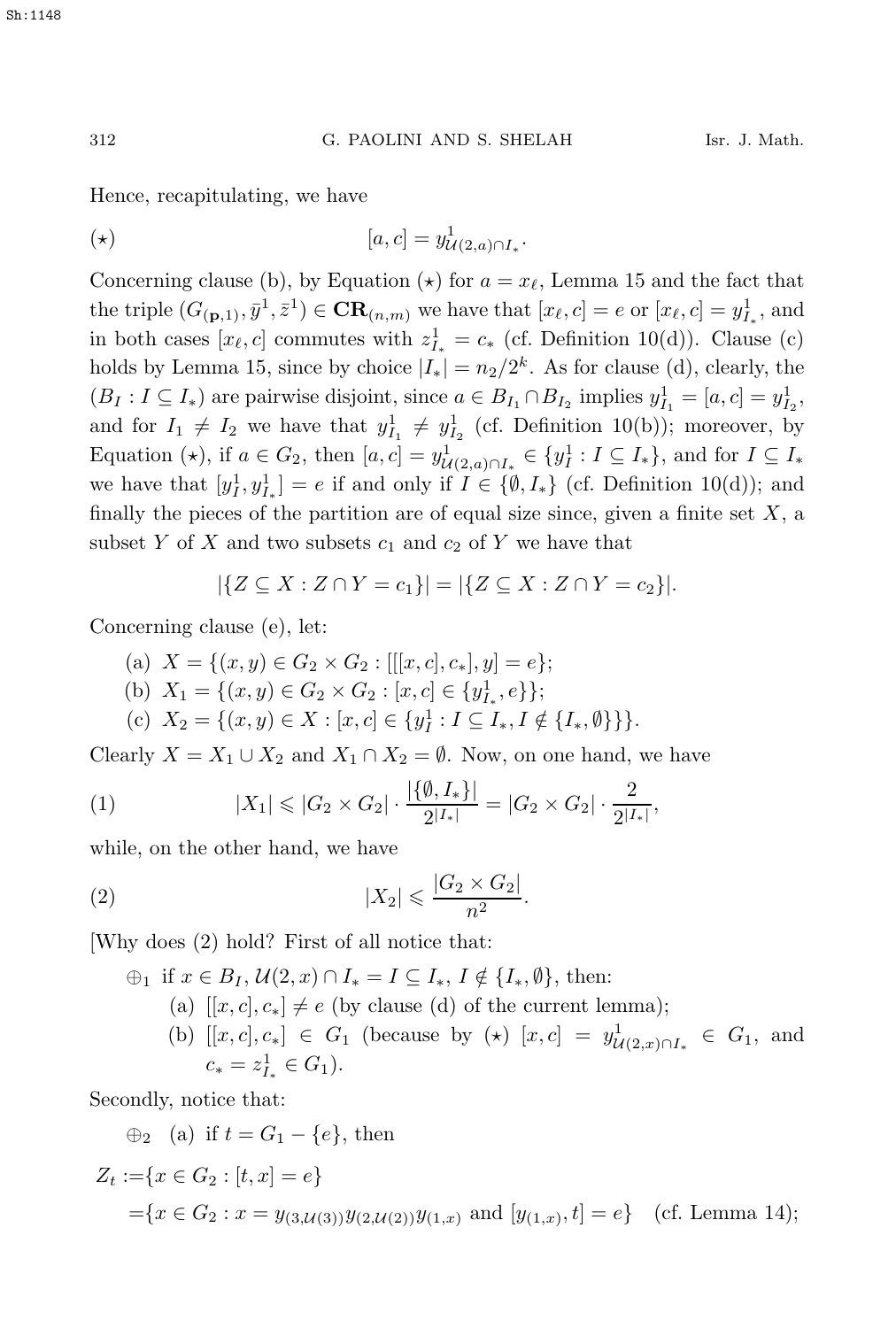Hence, recapitulating, we have

$$(\star) \qquad [a, c] = y^1_{\mathcal{U}(2,a) \cap I_*}.$$

Concerning clause (b), by Equation $(\star)$ for $a = x_\ell$, Lemma 15 and the fact that the triple $(G_{(\mathbf{p},1)}, \bar{y}^1, \bar{z}^1) \in \mathbf{CR}_{(n,m)}$ we have that $[x_\ell, c] = e$ or $[x_\ell, c] = y^1_{I_*}$, and in both cases $[x_\ell, c]$ commutes with $z^1_{I_*} = c_*$ (cf. Definition 10(d)). Clause (c) holds by Lemma 15, since by choice $|I_*| = n_2/2^k$. As for clause (d), clearly, the $(B_I : I \subseteq I_*)$ are pairwise disjoint, since $a \in B_{I_1} \cap B_{I_2}$ implies $y^1_{I_1} = [a, c] = y^1_{I_2}$, and for $I_1 \neq I_2$ we have that $y^1_{I_1} \neq y^1_{I_2}$ (cf. Definition 10(b)); moreover, by Equation $(\star)$, if $a \in G_2$, then $[a, c] = y^1_{\mathcal{U}(2,a) \cap I_*} \in \{y^1_I : I \subseteq I_*\}$, and for $I \subseteq I_*$ we have that $[y^1_I, y^1_{I_*}] = e$ if and only if $I \in \{\emptyset, I_*\}$ (cf. Definition 10(d)); and finally the pieces of the partition are of equal size since, given a finite set $X$, a subset $Y$ of $X$ and two subsets $c_1$ and $c_2$ of $Y$ we have that

$$|\{Z \subseteq X : Z \cap Y = c_1\}| = |\{Z \subseteq X : Z \cap Y = c_2\}|.$$

Concerning clause (e), let:

(a) $X = \{(x, y) \in G_2 \times G_2 : [[[x, c], c_*], y] = e\}$;

(b) $X_1 = \{(x, y) \in G_2 \times G_2 : [x, c] \in \{y^1_{I_*}, e\}\}$;

(c) $X_2 = \{(x, y) \in X : [x, c] \in \{y^1_I : I \subseteq I_*, I \notin \{I_*, \emptyset\}\}\}$.

Clearly $X = X_1 \cup X_2$ and $X_1 \cap X_2 = \emptyset$. Now, on one hand, we have

$$(1) \qquad |X_1| \leqslant |G_2 \times G_2| \cdot \frac{|\{\emptyset, I_*\}|}{2^{|I_*|}} = |G_2 \times G_2| \cdot \frac{2}{2^{|I_*|}},$$

while, on the other hand, we have

$$(2) \qquad |X_2| \leqslant \frac{|G_2 \times G_2|}{n^2}.$$

[Why does (2) hold? First of all notice that:

$\oplus_1$ if $x \in B_I$, $\mathcal{U}(2, x) \cap I_* = I \subseteq I_*$, $I \notin \{I_*, \emptyset\}$, then:

(a) $[[x, c], c_*] \neq e$ (by clause (d) of the current lemma);

(b) $[[x, c], c_*] \in G_1$ (because by $(\star)$ $[x, c] = y^1_{\mathcal{U}(2,x) \cap I_*} \in G_1$, and $c_* = z^1_{I_*} \in G_1$).

Secondly, notice that:

$\oplus_2$ (a) if $t = G_1 - \{e\}$, then

$$\begin{aligned} Z_t :=& \{x \in G_2 : [t, x] = e\} \\ =& \{x \in G_2 : x = y_{(3,\mathcal{U}(3))} y_{(2,\mathcal{U}(2))} y_{(1,x)} \text{ and } [y_{(1,x)}, t] = e\} \quad \text{(cf. Lemma 14)}; \end{aligned}$$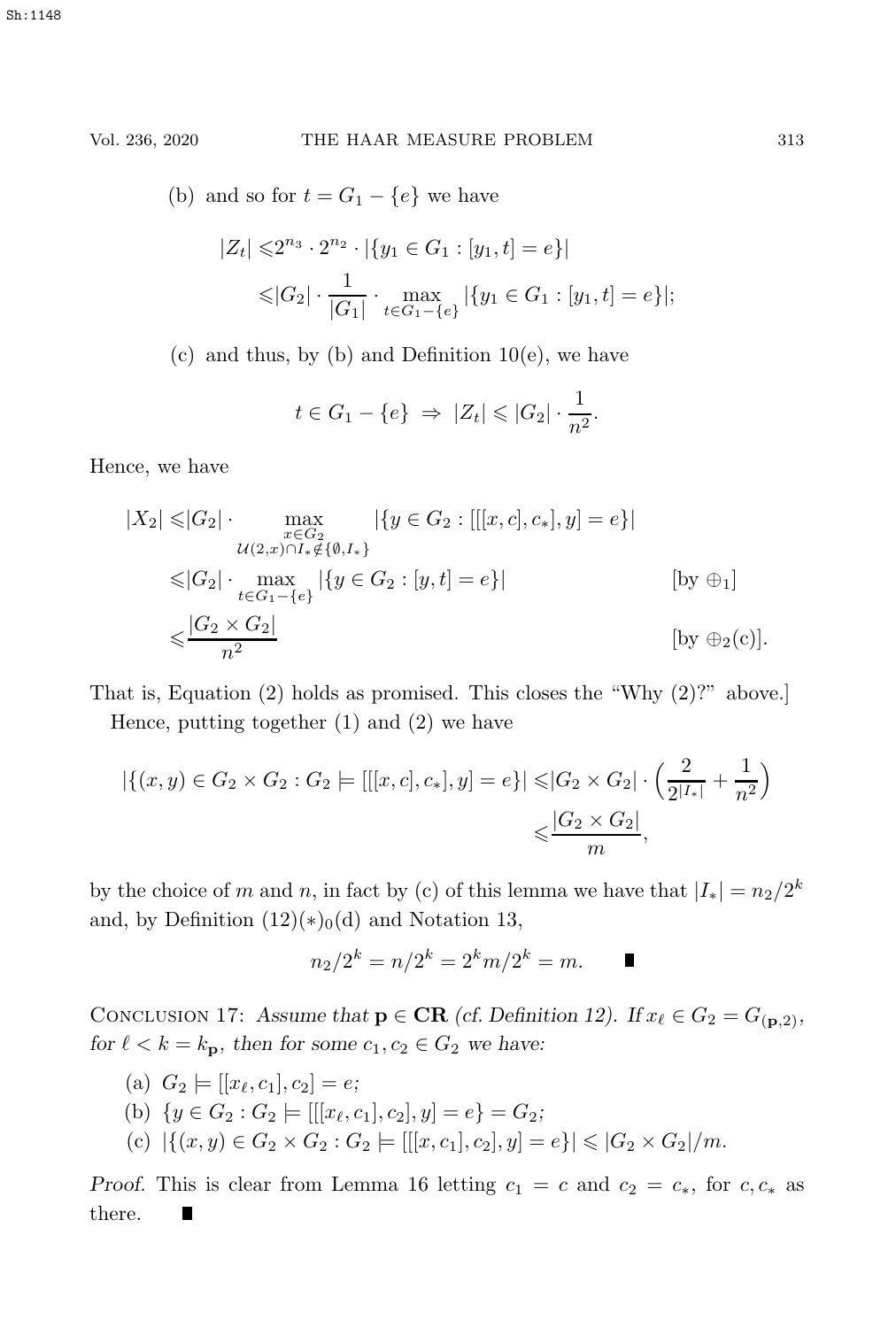(b) and so for $t = G_1 - \{e\}$ we have

$$\begin{aligned}|Z_t| \leqslant& 2^{n_3} \cdot 2^{n_2} \cdot |\{y_1 \in G_1 : [y_1, t] = e\}| \\ \leqslant& |G_2| \cdot \frac{1}{|G_1|} \cdot \max_{t \in G_1 - \{e\}} |\{y_1 \in G_1 : [y_1, t] = e\}|;\end{aligned}$$

(c) and thus, by (b) and Definition 10(e), we have

$$t \in G_1 - \{e\} \ \Rightarrow\ |Z_t| \leqslant |G_2| \cdot \frac{1}{n^2}.$$

Hence, we have

$$\begin{aligned}|X_2| \leqslant& |G_2| \cdot \max_{\substack{x \in G_2 \\ \mathcal{U}(2,x) \cap I_* \notin \{\emptyset, I_*\}}} |\{y \in G_2 : [[[x, c], c_*], y] = e\}| \\ \leqslant& |G_2| \cdot \max_{t \in G_1 - \{e\}} |\{y \in G_2 : [y, t] = e\}| && [\text{by } \oplus_1] \\ \leqslant& \frac{|G_2 \times G_2|}{n^2} && [\text{by } \oplus_2(\text{c})].\end{aligned}$$

That is, Equation (2) holds as promised. This closes the "Why (2)?" above.]

Hence, putting together (1) and (2) we have

$$\begin{aligned}|\{(x, y) \in G_2 \times G_2 : G_2 \models [[[x, c], c_*], y] = e\}| \leqslant& |G_2 \times G_2| \cdot \left( \frac{2}{2^{|I_*|}} + \frac{1}{n^2} \right) \\ \leqslant& \frac{|G_2 \times G_2|}{m},\end{aligned}$$

by the choice of $m$ and $n$, in fact by (c) of this lemma we have that $|I_*| = n_2/2^k$ and, by Definition $(12)(*)_0$(d) and Notation 13,

$$n_2/2^k = n/2^k = 2^k m/2^k = m. \qquad \blacksquare$$

Conclusion 17: *Assume that* $\mathbf{p} \in \mathbf{CR}$ *(cf. Definition 12). If* $x_\ell \in G_2 = G_{(\mathbf{p},2)}$, *for* $\ell < k = k_{\mathbf{p}}$, *then for some* $c_1, c_2 \in G_2$ *we have:*

(a) $G_2 \models [[x_\ell, c_1], c_2] = e$;

(b) $\{y \in G_2 : G_2 \models [[[x_\ell, c_1], c_2], y] = e\} = G_2$;

(c) $|\{(x, y) \in G_2 \times G_2 : G_2 \models [[[x, c_1], c_2], y] = e\}| \leqslant |G_2 \times G_2|/m$.

*Proof.* This is clear from Lemma 16 letting $c_1 = c$ and $c_2 = c_*$, for $c, c_*$ as there. $\blacksquare$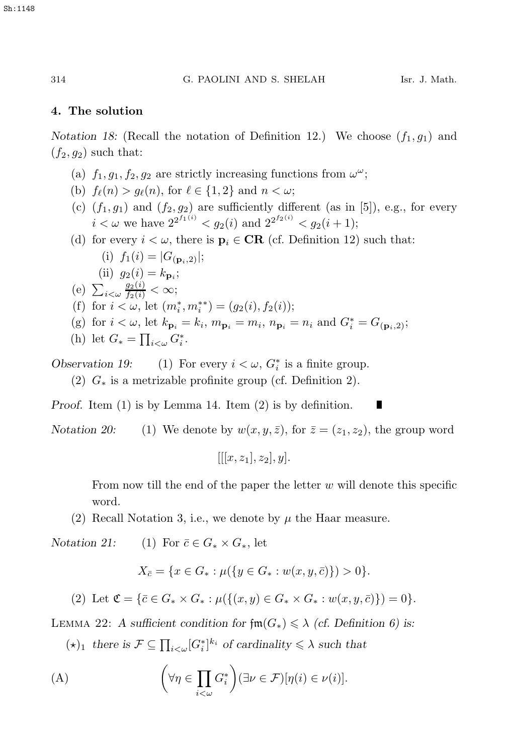## 4. The solution

*Notation 18:* (Recall the notation of Definition 12.) We choose $(f_1, g_1)$ and $(f_2, g_2)$ such that:

(a) $f_1, g_1, f_2, g_2$ are strictly increasing functions from $\omega^\omega$;

(b) $f_\ell(n) > g_\ell(n)$, for $\ell \in \{1, 2\}$ and $n < \omega$;

(c) $(f_1, g_1)$ and $(f_2, g_2)$ are sufficiently different (as in [5]), e.g., for every $i < \omega$ we have $2^{2^{f_1(i)}} < g_2(i)$ and $2^{2^{f_2(i)}} < g_2(i+1)$;

(d) for every $i < \omega$, there is $\mathbf{p}_i \in \mathbf{CR}$ (cf. Definition 12) such that:
   (i) $f_1(i) = |G_{(\mathbf{p}_i, 2)}|$;
   (ii) $g_2(i) = k_{\mathbf{p}_i}$;

(e) $\sum_{i<\omega} \frac{g_2(i)}{f_2(i)} < \infty$;

(f) for $i < \omega$, let $(m_i^*, m_i^{**}) = (g_2(i), f_2(i))$;

(g) for $i < \omega$, let $k_{\mathbf{p}_i} = k_i$, $m_{\mathbf{p}_i} = m_i$, $n_{\mathbf{p}_i} = n_i$ and $G_i^* = G_{(\mathbf{p}_i, 2)}$;

(h) let $G_* = \prod_{i<\omega} G_i^*$.

*Observation 19:* (1) For every $i < \omega$, $G_i^*$ is a finite group.

(2) $G_*$ is a metrizable profinite group (cf. Definition 2).

*Proof.* Item (1) is by Lemma 14. Item (2) is by definition. ∎

*Notation 20:* (1) We denote by $w(x, y, \bar{z})$, for $\bar{z} = (z_1, z_2)$, the group word

$$[[[x, z_1], z_2], y].$$

From now till the end of the paper the letter $w$ will denote this specific word.

(2) Recall Notation 3, i.e., we denote by $\mu$ the Haar measure.

*Notation 21:* (1) For $\bar{c} \in G_* \times G_*$, let

$$X_{\bar{c}} = \{x \in G_* : \mu(\{y \in G_* : w(x, y, \bar{c})\}) > 0\}.$$

(2) Let $\mathfrak{C} = \{\bar{c} \in G_* \times G_* : \mu(\{(x, y) \in G_* \times G_* : w(x, y, \bar{c})\}) = 0\}$.

Lemma 22: *A sufficient condition for $\mathfrak{fm}(G_*) \leqslant \lambda$ (cf. Definition 6) is:*

$(\star)_1$ *there is $\mathcal{F} \subseteq \prod_{i<\omega} [G_i^*]^{k_i}$ of cardinality $\leqslant \lambda$ such that*

$$\text{(A)} \qquad \left(\forall \eta \in \prod_{i<\omega} G_i^*\right)(\exists \nu \in \mathcal{F})[\eta(i) \in \nu(i)].$$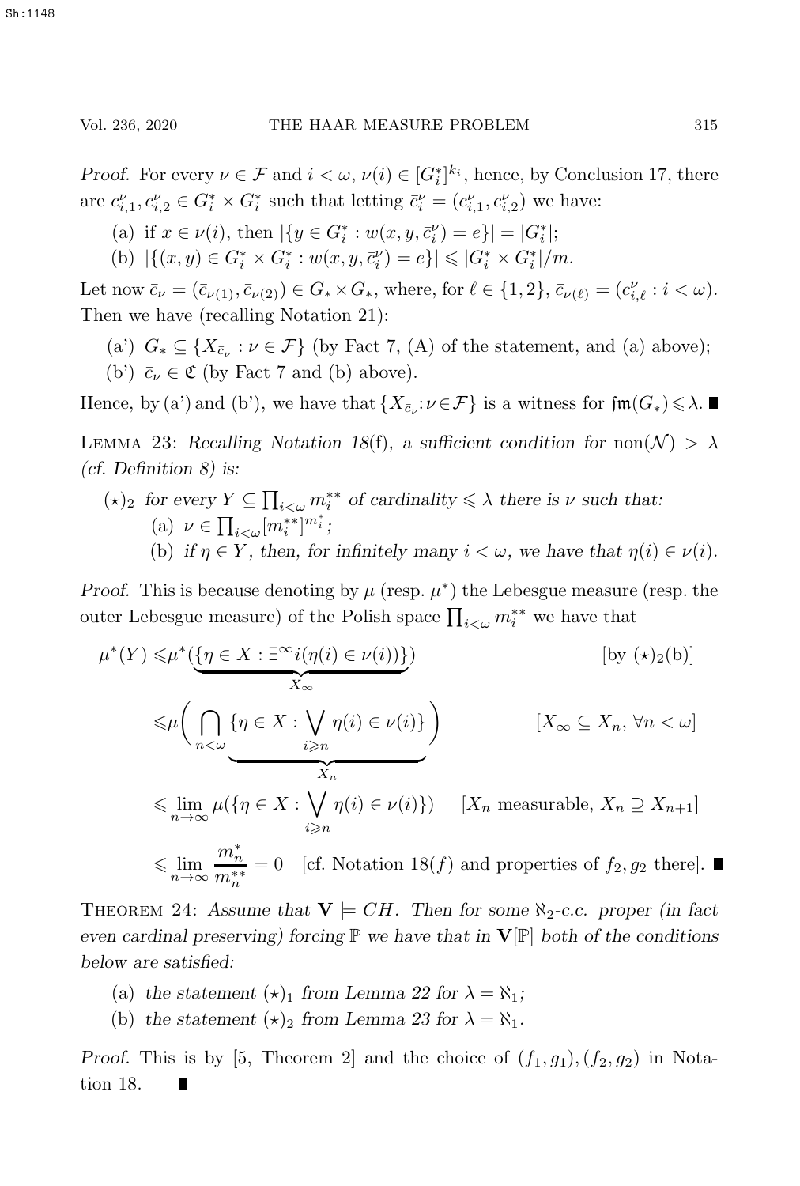*Proof.* For every $\nu \in \mathcal{F}$ and $i < \omega$, $\nu(i) \in [G_i^*]^{k_i}$, hence, by Conclusion 17, there are $c_{i,1}^\nu, c_{i,2}^\nu \in G_i^* \times G_i^*$ such that letting $\bar{c}_i^\nu = (c_{i,1}^\nu, c_{i,2}^\nu)$ we have:

(a) if $x \in \nu(i)$, then $|\{y \in G_i^* : w(x, y, \bar{c}_i^\nu) = e\}| = |G_i^*|$;

(b) $|\{(x, y) \in G_i^* \times G_i^* : w(x, y, \bar{c}_i^\nu) = e\}| \leqslant |G_i^* \times G_i^*|/m$.

Let now $\bar{c}_\nu = (\bar{c}_{\nu(1)}, \bar{c}_{\nu(2)}) \in G_* \times G_*$, where, for $\ell \in \{1, 2\}$, $\bar{c}_{\nu(\ell)} = (c_{i,\ell}^\nu : i < \omega)$. Then we have (recalling Notation 21):

(a') $G_* \subseteq \{X_{\bar{c}_\nu} : \nu \in \mathcal{F}\}$ (by Fact 7, (A) of the statement, and (a) above);

(b') $\bar{c}_\nu \in \mathfrak{C}$ (by Fact 7 and (b) above).

Hence, by (a') and (b'), we have that $\{X_{\bar{c}_\nu} : \nu \in \mathcal{F}\}$ is a witness for $\mathfrak{fm}(G_*) \leqslant \lambda$. ∎

LEMMA 23: *Recalling Notation 18(f), a sufficient condition for* $\text{non}(\mathcal{N}) > \lambda$ *(cf. Definition 8) is:*

$(\star)_2$ *for every* $Y \subseteq \prod_{i<\omega} m_i^{**}$ *of cardinality* $\leqslant \lambda$ *there is* $\nu$ *such that:*

(a) $\nu \in \prod_{i<\omega} [m_i^{**}]^{m_i^*}$;

(b) *if* $\eta \in Y$*, then, for infinitely many* $i < \omega$*, we have that* $\eta(i) \in \nu(i)$.

*Proof.* This is because denoting by $\mu$ (resp. $\mu^*$) the Lebesgue measure (resp. the outer Lebesgue measure) of the Polish space $\prod_{i<\omega} m_i^{**}$ we have that

$$
\begin{aligned}
\mu^*(Y) &\leqslant \mu^*(\underbrace{\{\eta \in X : \exists^\infty i(\eta(i) \in \nu(i))\}}_{X_\infty}) && [\text{by } (\star)_2\text{(b)}] \\
&\leqslant \mu\Big(\bigcap_{n<\omega} \underbrace{\{\eta \in X : \bigvee_{i \geqslant n} \eta(i) \in \nu(i)\}}_{X_n}\Big) && [X_\infty \subseteq X_n, \ \forall n < \omega] \\
&\leqslant \lim_{n \to \infty} \mu(\{\eta \in X : \bigvee_{i \geqslant n} \eta(i) \in \nu(i)\}) && [X_n \text{ measurable}, X_n \supseteq X_{n+1}] \\
&\leqslant \lim_{n \to \infty} \frac{m_n^*}{m_n^{**}} = 0 && [\text{cf. Notation 18}(f) \text{ and properties of } f_2, g_2 \text{ there}]. \ \blacksquare
\end{aligned}
$$

THEOREM 24: *Assume that* $\mathbf{V} \models CH$*. Then for some* $\aleph_2$*-c.c. proper (in fact even cardinal preserving) forcing* $\mathbb{P}$ *we have that in* $\mathbf{V}[\mathbb{P}]$ *both of the conditions below are satisfied:*

(a) *the statement* $(\star)_1$ *from Lemma 22 for* $\lambda = \aleph_1$;

(b) *the statement* $(\star)_2$ *from Lemma 23 for* $\lambda = \aleph_1$.

*Proof.* This is by [5, Theorem 2] and the choice of $(f_1, g_1), (f_2, g_2)$ in Notation 18. ∎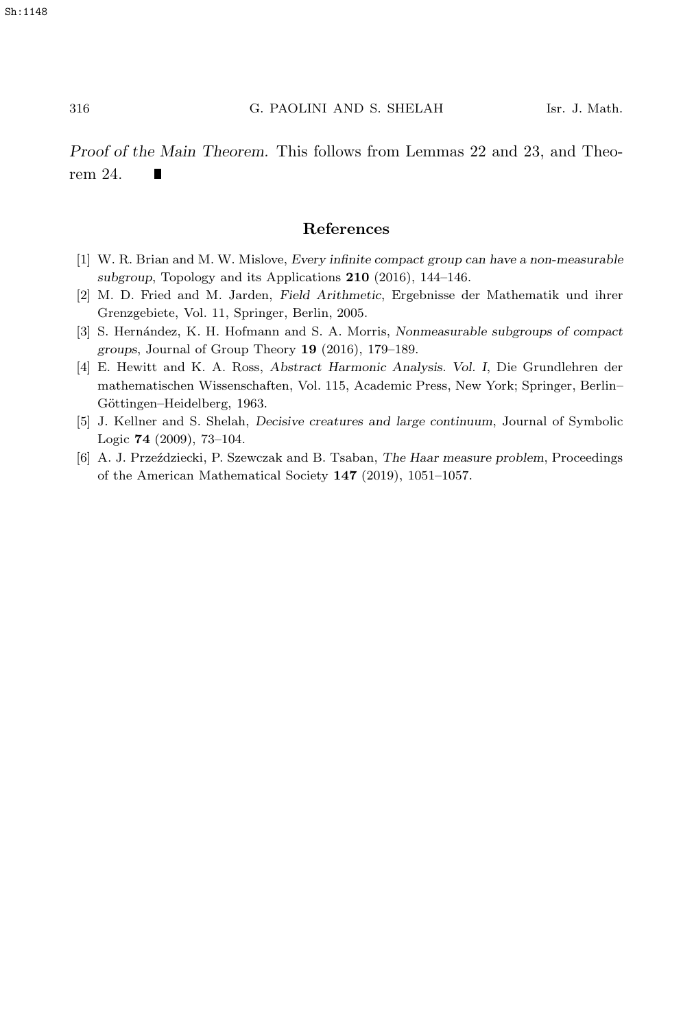*Proof of the Main Theorem.* This follows from Lemmas 22 and 23, and Theorem 24. ∎

## References

[1] W. R. Brian and M. W. Mislove, *Every infinite compact group can have a non-measurable subgroup*, Topology and its Applications **210** (2016), 144–146.

[2] M. D. Fried and M. Jarden, *Field Arithmetic*, Ergebnisse der Mathematik und ihrer Grenzgebiete, Vol. 11, Springer, Berlin, 2005.

[3] S. Hernández, K. H. Hofmann and S. A. Morris, *Nonmeasurable subgroups of compact groups*, Journal of Group Theory **19** (2016), 179–189.

[4] E. Hewitt and K. A. Ross, *Abstract Harmonic Analysis. Vol. I*, Die Grundlehren der mathematischen Wissenschaften, Vol. 115, Academic Press, New York; Springer, Berlin–Göttingen–Heidelberg, 1963.

[5] J. Kellner and S. Shelah, *Decisive creatures and large continuum*, Journal of Symbolic Logic **74** (2009), 73–104.

[6] A. J. Przeździecki, P. Szewczak and B. Tsaban, *The Haar measure problem*, Proceedings of the American Mathematical Society **147** (2019), 1051–1057.